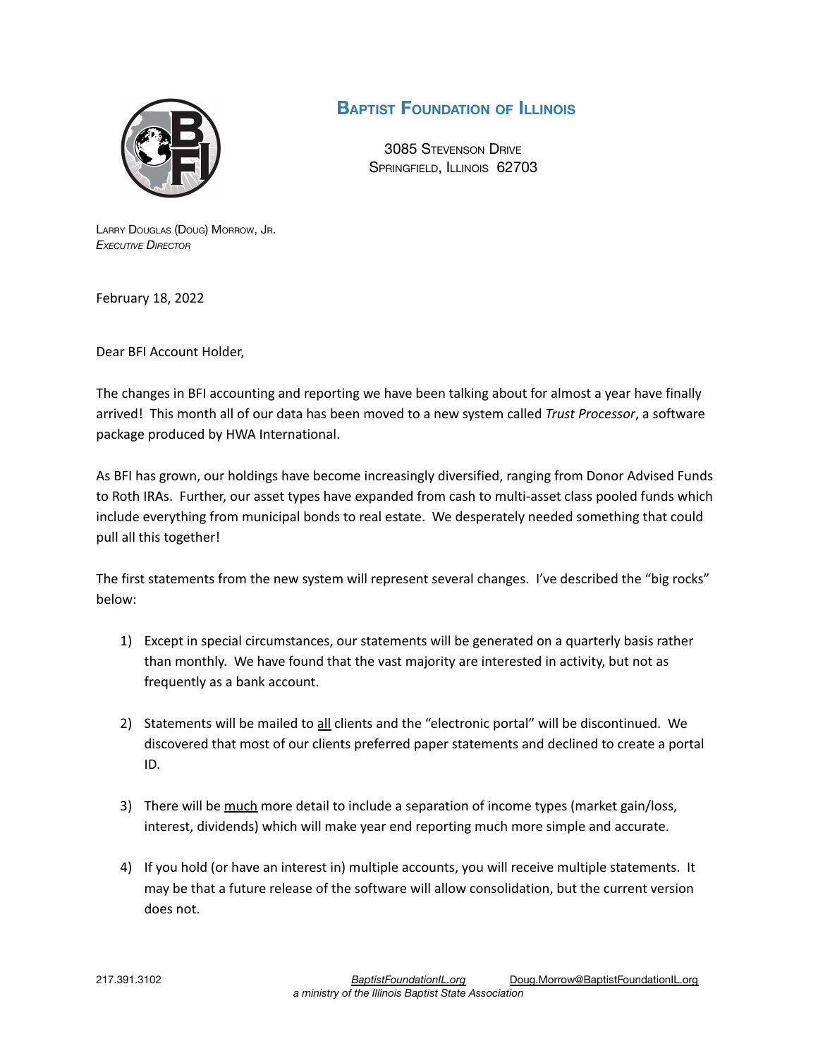# Baptist Foundation of Illinois

3085 Stevenson Drive
Springfield, Illinois 62703

Larry Douglas (Doug) Morrow, Jr.
*Executive Director*

February 18, 2022

Dear BFI Account Holder,

The changes in BFI accounting and reporting we have been talking about for almost a year have finally arrived! This month all of our data has been moved to a new system called *Trust Processor*, a software package produced by HWA International.

As BFI has grown, our holdings have become increasingly diversified, ranging from Donor Advised Funds to Roth IRAs. Further, our asset types have expanded from cash to multi-asset class pooled funds which include everything from municipal bonds to real estate. We desperately needed something that could pull all this together!

The first statements from the new system will represent several changes. I've described the "big rocks" below:

1) Except in special circumstances, our statements will be generated on a quarterly basis rather than monthly. We have found that the vast majority are interested in activity, but not as frequently as a bank account.

2) Statements will be mailed to <u>all</u> clients and the "electronic portal" will be discontinued. We discovered that most of our clients preferred paper statements and declined to create a portal ID.

3) There will be <u>much</u> more detail to include a separation of income types (market gain/loss, interest, dividends) which will make year end reporting much more simple and accurate.

4) If you hold (or have an interest in) multiple accounts, you will receive multiple statements. It may be that a future release of the software will allow consolidation, but the current version does not.

217.391.3102 BaptistFoundationIL.org Doug.Morrow@BaptistFoundationIL.org
*a ministry of the Illinois Baptist State Association*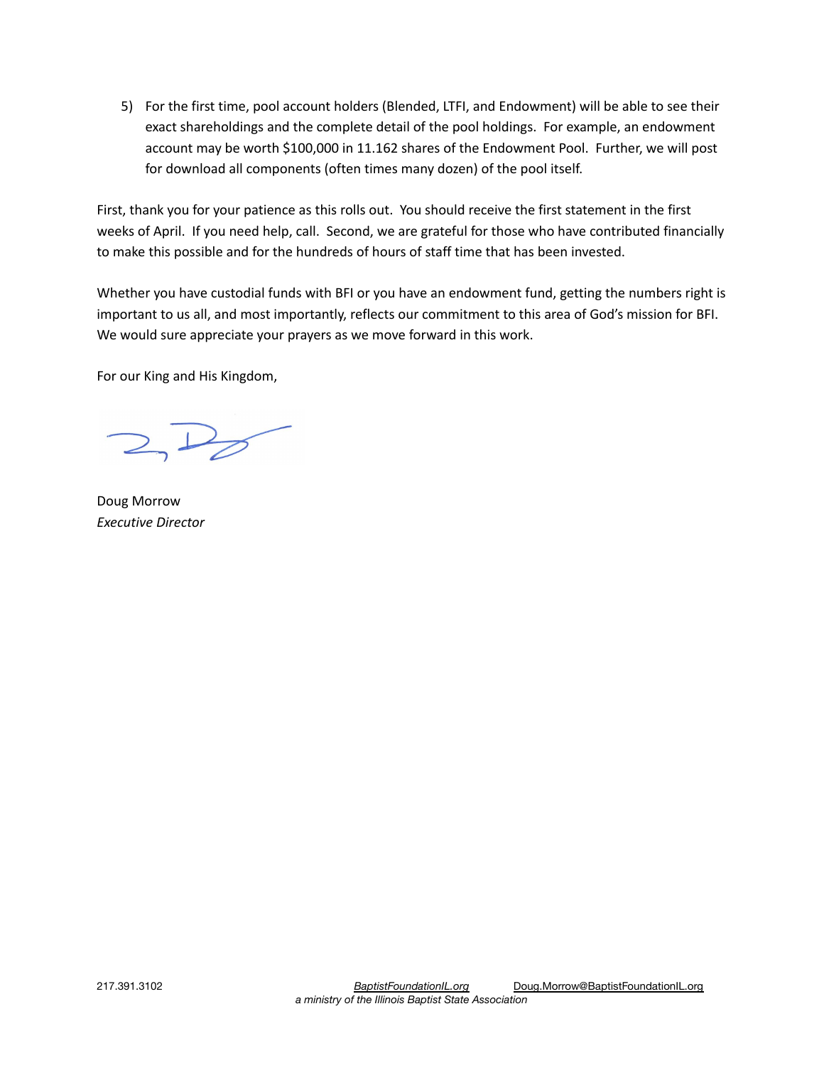5) For the first time, pool account holders (Blended, LTFI, and Endowment) will be able to see their exact shareholdings and the complete detail of the pool holdings. For example, an endowment account may be worth $100,000 in 11.162 shares of the Endowment Pool. Further, we will post for download all components (often times many dozen) of the pool itself.

First, thank you for your patience as this rolls out. You should receive the first statement in the first weeks of April. If you need help, call. Second, we are grateful for those who have contributed financially to make this possible and for the hundreds of hours of staff time that has been invested.

Whether you have custodial funds with BFI or you have an endowment fund, getting the numbers right is important to us all, and most importantly, reflects our commitment to this area of God's mission for BFI. We would sure appreciate your prayers as we move forward in this work.

For our King and His Kingdom,

Doug Morrow
*Executive Director*

217.391.3102 BaptistFoundationIL.org Doug.Morrow@BaptistFoundationIL.org
*a ministry of the Illinois Baptist State Association*